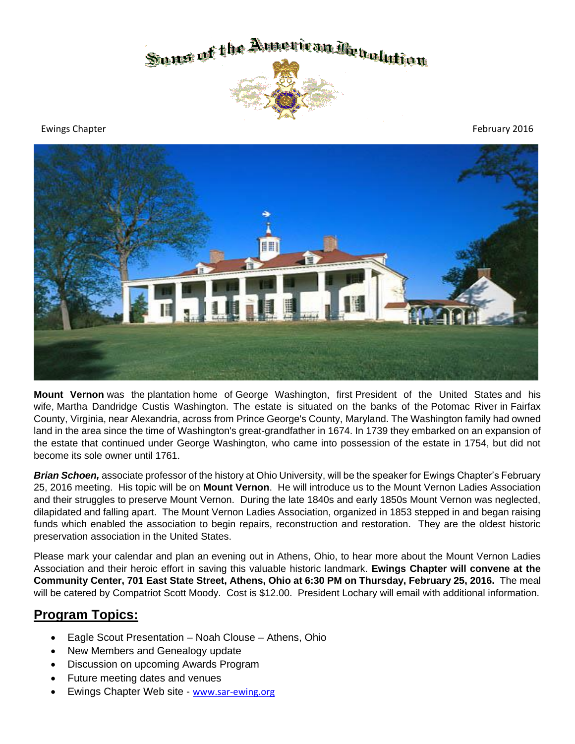# Sons of the American Revolution

Ewings Chapter

February 2016

**Mount Vernon** was the plantation home of George Washington, first President of the United States and his wife, Martha Dandridge Custis Washington. The estate is situated on the banks of the Potomac River in Fairfax County, Virginia, near Alexandria, across from Prince George's County, Maryland. The Washington family had owned land in the area since the time of Washington's great-grandfather in 1674. In 1739 they embarked on an expansion of the estate that continued under George Washington, who came into possession of the estate in 1754, but did not become its sole owner until 1761.

***Brian Schoen,*** associate professor of the history at Ohio University, will be the speaker for Ewings Chapter's February 25, 2016 meeting. His topic will be on **Mount Vernon**. He will introduce us to the Mount Vernon Ladies Association and their struggles to preserve Mount Vernon. During the late 1840s and early 1850s Mount Vernon was neglected, dilapidated and falling apart. The Mount Vernon Ladies Association, organized in 1853 stepped in and began raising funds which enabled the association to begin repairs, reconstruction and restoration. They are the oldest historic preservation association in the United States.

Please mark your calendar and plan an evening out in Athens, Ohio, to hear more about the Mount Vernon Ladies Association and their heroic effort in saving this valuable historic landmark. **Ewings Chapter will convene at the Community Center, 701 East State Street, Athens, Ohio at 6:30 PM on Thursday, February 25, 2016.** The meal will be catered by Compatriot Scott Moody. Cost is $12.00. President Lochary will email with additional information.

## Program Topics:

- Eagle Scout Presentation – Noah Clouse – Athens, Ohio
- New Members and Genealogy update
- Discussion on upcoming Awards Program
- Future meeting dates and venues
- Ewings Chapter Web site - www.sar-ewing.org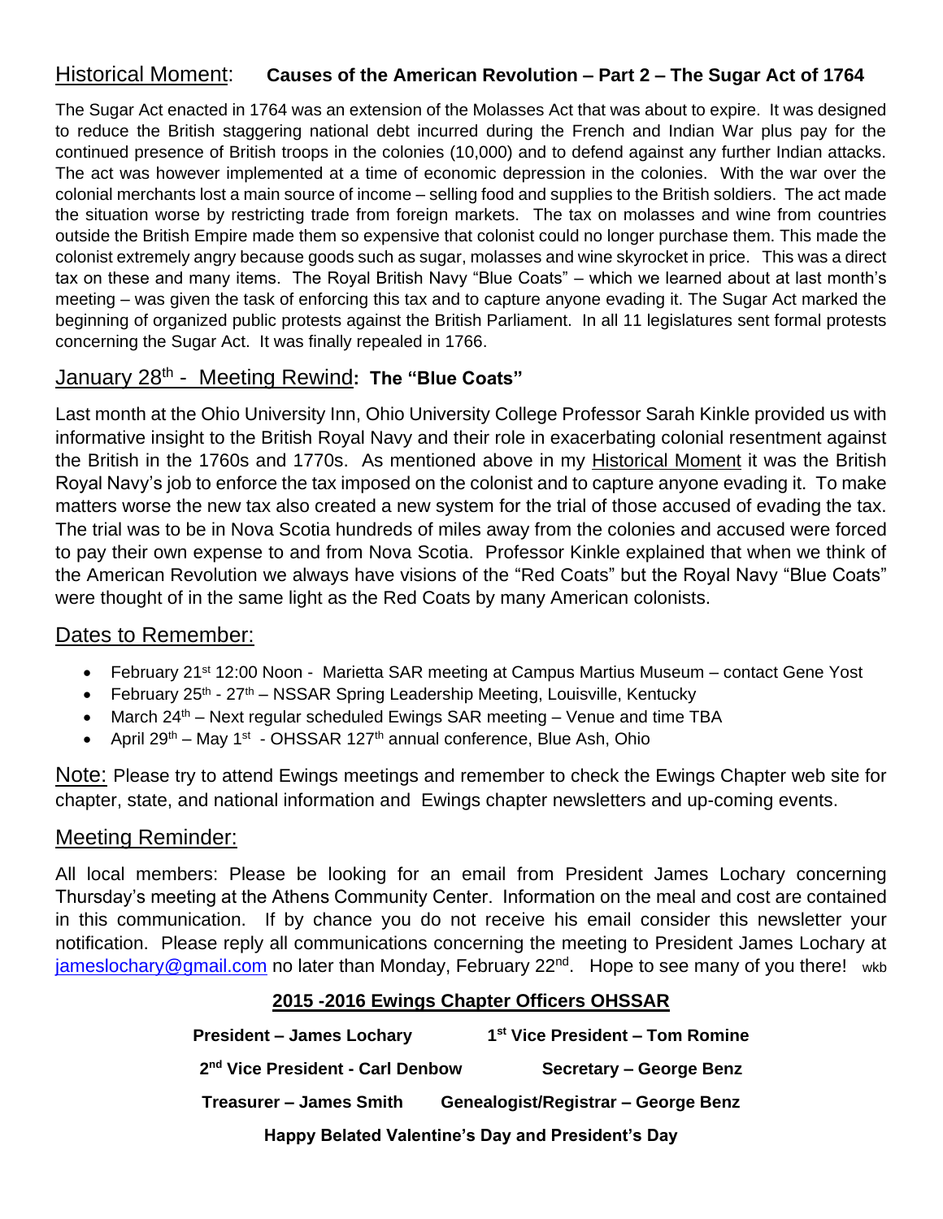## Historical Moment: **Causes of the American Revolution – Part 2 – The Sugar Act of 1764**

The Sugar Act enacted in 1764 was an extension of the Molasses Act that was about to expire. It was designed to reduce the British staggering national debt incurred during the French and Indian War plus pay for the continued presence of British troops in the colonies (10,000) and to defend against any further Indian attacks. The act was however implemented at a time of economic depression in the colonies. With the war over the colonial merchants lost a main source of income – selling food and supplies to the British soldiers. The act made the situation worse by restricting trade from foreign markets. The tax on molasses and wine from countries outside the British Empire made them so expensive that colonist could no longer purchase them. This made the colonist extremely angry because goods such as sugar, molasses and wine skyrocket in price. This was a direct tax on these and many items. The Royal British Navy "Blue Coats" – which we learned about at last month's meeting – was given the task of enforcing this tax and to capture anyone evading it. The Sugar Act marked the beginning of organized public protests against the British Parliament. In all 11 legislatures sent formal protests concerning the Sugar Act. It was finally repealed in 1766.

## January 28th - Meeting Rewind: **The "Blue Coats"**

Last month at the Ohio University Inn, Ohio University College Professor Sarah Kinkle provided us with informative insight to the British Royal Navy and their role in exacerbating colonial resentment against the British in the 1760s and 1770s. As mentioned above in my Historical Moment it was the British Royal Navy's job to enforce the tax imposed on the colonist and to capture anyone evading it. To make matters worse the new tax also created a new system for the trial of those accused of evading the tax. The trial was to be in Nova Scotia hundreds of miles away from the colonies and accused were forced to pay their own expense to and from Nova Scotia. Professor Kinkle explained that when we think of the American Revolution we always have visions of the "Red Coats" but the Royal Navy "Blue Coats" were thought of in the same light as the Red Coats by many American colonists.

## Dates to Remember:

- February 21st 12:00 Noon - Marietta SAR meeting at Campus Martius Museum – contact Gene Yost
- February 25th - 27th – NSSAR Spring Leadership Meeting, Louisville, Kentucky
- March 24th – Next regular scheduled Ewings SAR meeting – Venue and time TBA
- April 29th – May 1st - OHSSAR 127th annual conference, Blue Ash, Ohio

Note: Please try to attend Ewings meetings and remember to check the Ewings Chapter web site for chapter, state, and national information and Ewings chapter newsletters and up-coming events.

## Meeting Reminder:

All local members: Please be looking for an email from President James Lochary concerning Thursday's meeting at the Athens Community Center. Information on the meal and cost are contained in this communication. If by chance you do not receive his email consider this newsletter your notification. Please reply all communications concerning the meeting to President James Lochary at jameslochary@gmail.com no later than Monday, February 22nd. Hope to see many of you there! wkb

**2015 -2016 Ewings Chapter Officers OHSSAR**

**President – James Lochary** | **1st Vice President – Tom Romine**

**2nd Vice President - Carl Denbow** | **Secretary – George Benz**

**Treasurer – James Smith** | **Genealogist/Registrar – George Benz**

**Happy Belated Valentine's Day and President's Day**